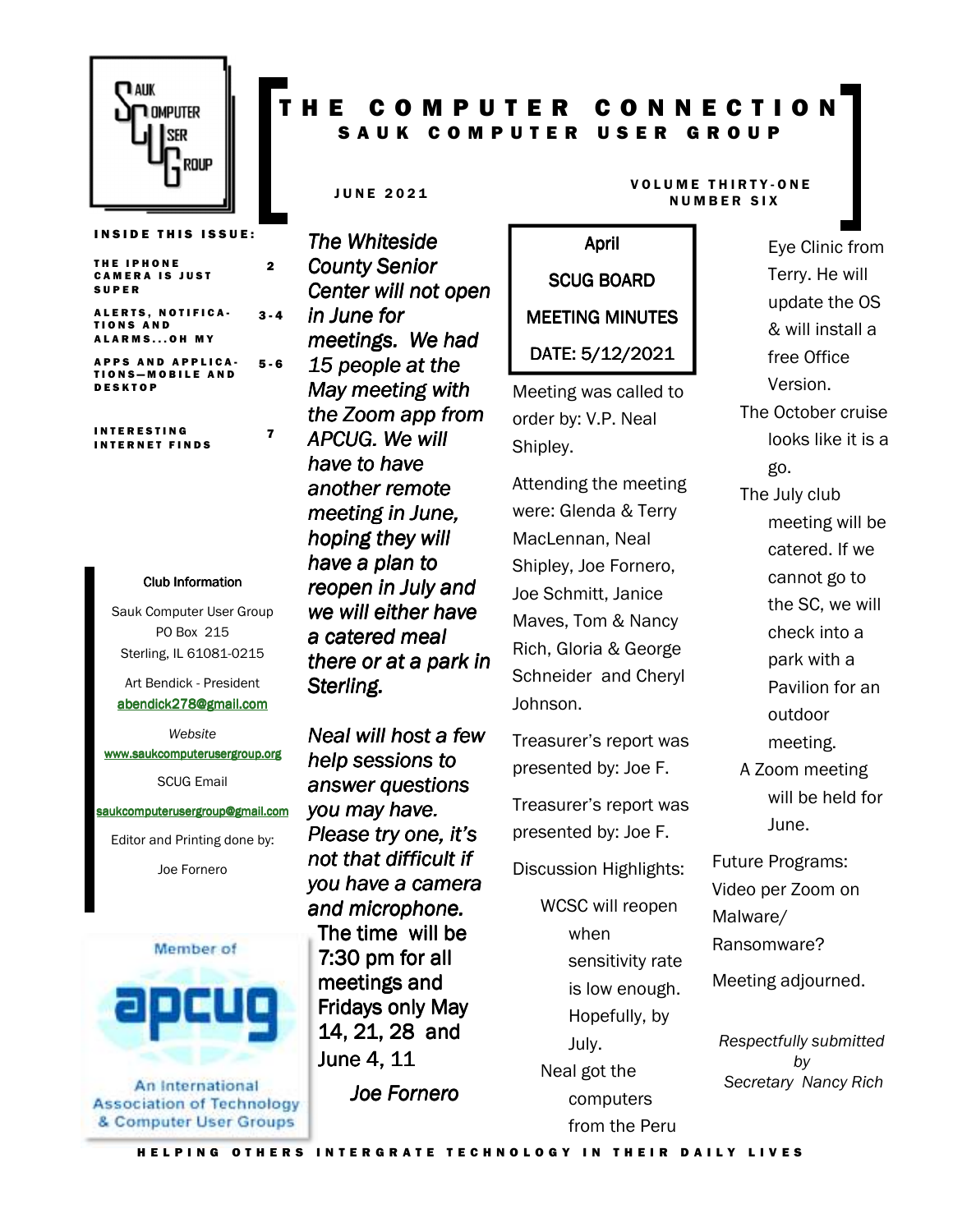# THE COMPUTER CONNECTION

## SAUK COMPUTER USER GROUP

JUNE 2021

VOLUME THIRTY-ONE NUMBER SIX

**INSIDE THIS ISSUE:**

| | |
|---|---|
| THE IPHONE CAMERA IS JUST SUPER | 2 |
| ALERTS, NOTIFICATIONS AND ALARMS...OH MY | 3-4 |
| APPS AND APPLICATIONS—MOBILE AND DESKTOP | 5-6 |
| INTERESTING INTERNET FINDS | 7 |

**Club Information**

Sauk Computer User Group
PO Box 215
Sterling, IL 61081-0215

Art Bendick - President
abendick278@gmail.com

*Website*
www.saukcomputerusergroup.org

SCUG Email
saukcomputerusergroup@gmail.com

Editor and Printing done by:
Joe Fornero

Member of apcug — An International Association of Technology & Computer User Groups

*The Whiteside County Senior Center will not open in June for meetings. We had 15 people at the May meeting with the Zoom app from APCUG. We will have to have another remote meeting in June, hoping they will have a plan to reopen in July and we will either have a catered meal there or at a park in Sterling.*

*Neal will host a few help sessions to answer questions you may have. Please try one, it's not that difficult if you have a camera and microphone.* The time will be 7:30 pm for all meetings and Fridays only May 14, 21, 28 and June 4, 11

*Joe Fornero*

### April SCUG BOARD MEETING MINUTES DATE: 5/12/2021

Meeting was called to order by: V.P. Neal Shipley.

Attending the meeting were: Glenda & Terry MacLennan, Neal Shipley, Joe Fornero, Joe Schmitt, Janice Maves, Tom & Nancy Rich, Gloria & George Schneider and Cheryl Johnson.

Treasurer's report was presented by: Joe F.

Treasurer's report was presented by: Joe F.

Discussion Highlights:

- WCSC will reopen when sensitivity rate is low enough. Hopefully, by July.
- Neal got the computers from the Peru Eye Clinic from Terry. He will update the OS & will install a free Office Version.
- The October cruise looks like it is a go.
- The July club meeting will be catered. If we cannot go to the SC, we will check into a park with a Pavilion for an outdoor meeting.
- A Zoom meeting will be held for June.

Future Programs: Video per Zoom on Malware/ Ransomware?

Meeting adjourned.

*Respectfully submitted by Secretary Nancy Rich*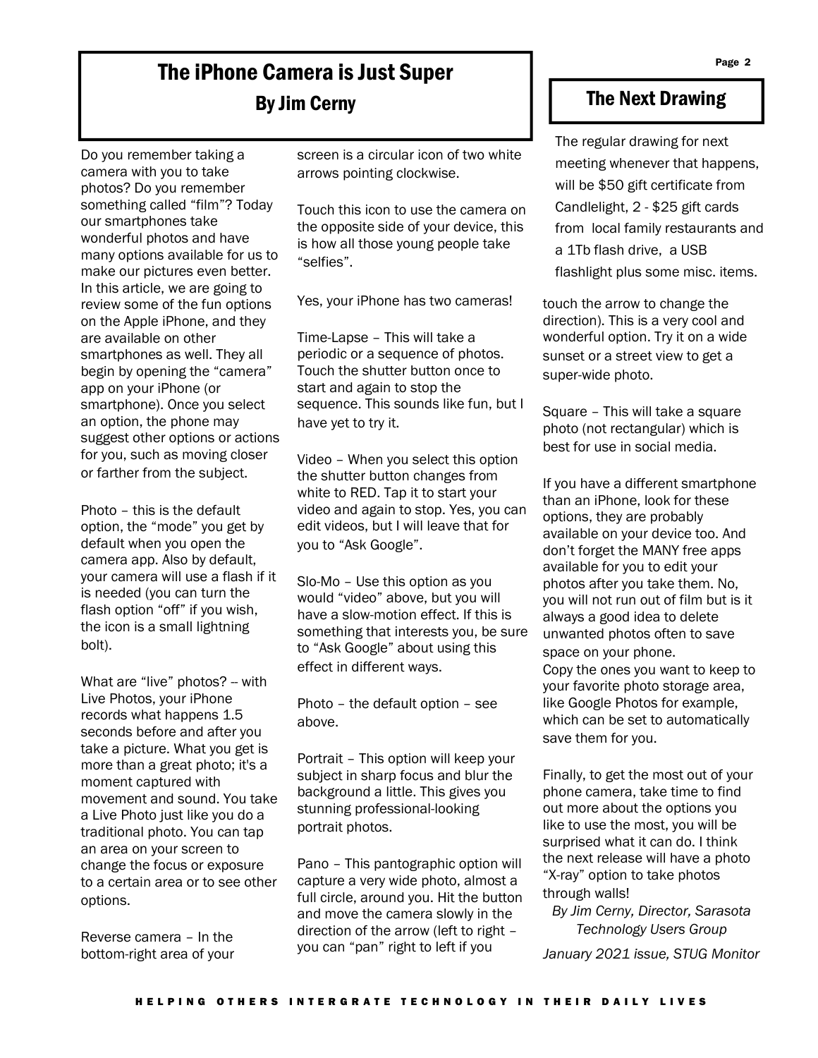# The iPhone Camera is Just Super

## By Jim Cerny

Do you remember taking a camera with you to take photos? Do you remember something called "film"? Today our smartphones take wonderful photos and have many options available for us to make our pictures even better. In this article, we are going to review some of the fun options on the Apple iPhone, and they are available on other smartphones as well. They all begin by opening the "camera" app on your iPhone (or smartphone). Once you select an option, the phone may suggest other options or actions for you, such as moving closer or farther from the subject.

Photo – this is the default option, the "mode" you get by default when you open the camera app. Also by default, your camera will use a flash if it is needed (you can turn the flash option "off" if you wish, the icon is a small lightning bolt).

What are "live" photos? -- with Live Photos, your iPhone records what happens 1.5 seconds before and after you take a picture. What you get is more than a great photo; it's a moment captured with movement and sound. You take a Live Photo just like you do a traditional photo. You can tap an area on your screen to change the focus or exposure to a certain area or to see other options.

Reverse camera – In the bottom-right area of your screen is a circular icon of two white arrows pointing clockwise.

Touch this icon to use the camera on the opposite side of your device, this is how all those young people take "selfies".

Yes, your iPhone has two cameras!

Time-Lapse – This will take a periodic or a sequence of photos. Touch the shutter button once to start and again to stop the sequence. This sounds like fun, but I have yet to try it.

Video – When you select this option the shutter button changes from white to RED. Tap it to start your video and again to stop. Yes, you can edit videos, but I will leave that for you to "Ask Google".

Slo-Mo – Use this option as you would "video" above, but you will have a slow-motion effect. If this is something that interests you, be sure to "Ask Google" about using this effect in different ways.

Photo – the default option – see above.

Portrait – This option will keep your subject in sharp focus and blur the background a little. This gives you stunning professional-looking portrait photos.

Pano – This pantographic option will capture a very wide photo, almost a full circle, around you. Hit the button and move the camera slowly in the direction of the arrow (left to right – you can "pan" right to left if you touch the arrow to change the direction). This is a very cool and wonderful option. Try it on a wide sunset or a street view to get a super-wide photo.

Square – This will take a square photo (not rectangular) which is best for use in social media.

If you have a different smartphone than an iPhone, look for these options, they are probably available on your device too. And don't forget the MANY free apps available for you to edit your photos after you take them. No, you will not run out of film but is it always a good idea to delete unwanted photos often to save space on your phone.
Copy the ones you want to keep to your favorite photo storage area, like Google Photos for example, which can be set to automatically save them for you.

Finally, to get the most out of your phone camera, take time to find out more about the options you like to use the most, you will be surprised what it can do. I think the next release will have a photo "X-ray" option to take photos through walls!

*By Jim Cerny, Director, Sarasota Technology Users Group*

*January 2021 issue, STUG Monitor*

# The Next Drawing

The regular drawing for next meeting whenever that happens, will be $50 gift certificate from Candlelight, 2 - $25 gift cards from local family restaurants and a 1Tb flash drive, a USB flashlight plus some misc. items.

HELPING OTHERS INTERGRATE TECHNOLOGY IN THEIR DAILY LIVES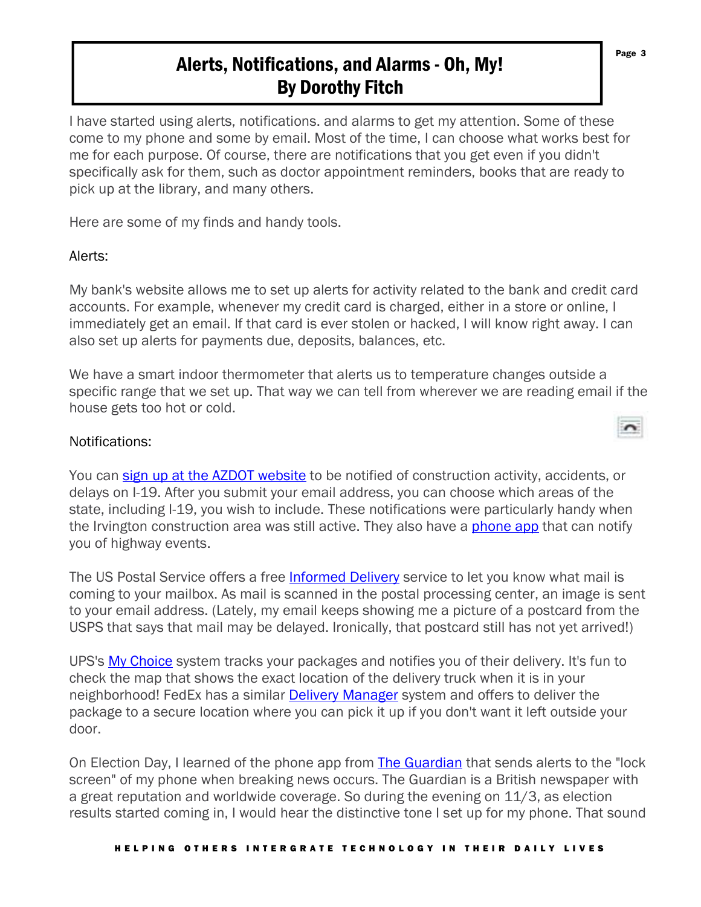# Alerts, Notifications, and Alarms - Oh, My!
## By Dorothy Fitch

I have started using alerts, notifications. and alarms to get my attention. Some of these come to my phone and some by email. Most of the time, I can choose what works best for me for each purpose. Of course, there are notifications that you get even if you didn't specifically ask for them, such as doctor appointment reminders, books that are ready to pick up at the library, and many others.

Here are some of my finds and handy tools.

Alerts:

My bank's website allows me to set up alerts for activity related to the bank and credit card accounts. For example, whenever my credit card is charged, either in a store or online, I immediately get an email. If that card is ever stolen or hacked, I will know right away. I can also set up alerts for payments due, deposits, balances, etc.

We have a smart indoor thermometer that alerts us to temperature changes outside a specific range that we set up. That way we can tell from wherever we are reading email if the house gets too hot or cold.

Notifications:

You can sign up at the AZDOT website to be notified of construction activity, accidents, or delays on I-19. After you submit your email address, you can choose which areas of the state, including I-19, you wish to include. These notifications were particularly handy when the Irvington construction area was still active. They also have a phone app that can notify you of highway events.

The US Postal Service offers a free Informed Delivery service to let you know what mail is coming to your mailbox. As mail is scanned in the postal processing center, an image is sent to your email address. (Lately, my email keeps showing me a picture of a postcard from the USPS that says that mail may be delayed. Ironically, that postcard still has not yet arrived!)

UPS's My Choice system tracks your packages and notifies you of their delivery. It's fun to check the map that shows the exact location of the delivery truck when it is in your neighborhood! FedEx has a similar Delivery Manager system and offers to deliver the package to a secure location where you can pick it up if you don't want it left outside your door.

On Election Day, I learned of the phone app from The Guardian that sends alerts to the "lock screen" of my phone when breaking news occurs. The Guardian is a British newspaper with a great reputation and worldwide coverage. So during the evening on 11/3, as election results started coming in, I would hear the distinctive tone I set up for my phone. That sound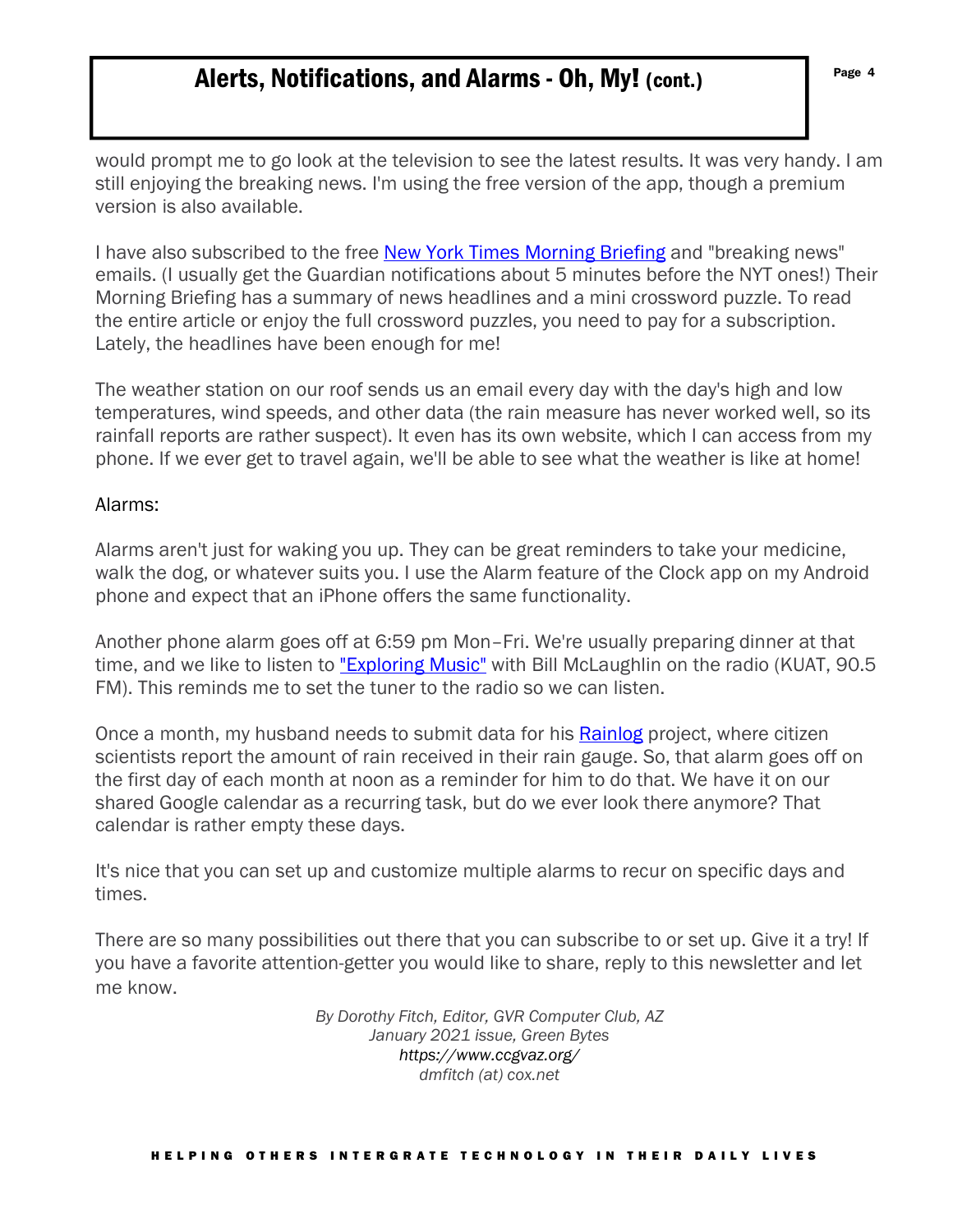## Alerts, Notifications, and Alarms - Oh, My! (cont.)

would prompt me to go look at the television to see the latest results. It was very handy. I am still enjoying the breaking news. I'm using the free version of the app, though a premium version is also available.

I have also subscribed to the free [New York Times Morning Briefing] and "breaking news" emails. (I usually get the Guardian notifications about 5 minutes before the NYT ones!) Their Morning Briefing has a summary of news headlines and a mini crossword puzzle. To read the entire article or enjoy the full crossword puzzles, you need to pay for a subscription. Lately, the headlines have been enough for me!

The weather station on our roof sends us an email every day with the day's high and low temperatures, wind speeds, and other data (the rain measure has never worked well, so its rainfall reports are rather suspect). It even has its own website, which I can access from my phone. If we ever get to travel again, we'll be able to see what the weather is like at home!

Alarms:

Alarms aren't just for waking you up. They can be great reminders to take your medicine, walk the dog, or whatever suits you. I use the Alarm feature of the Clock app on my Android phone and expect that an iPhone offers the same functionality.

Another phone alarm goes off at 6:59 pm Mon–Fri. We're usually preparing dinner at that time, and we like to listen to ["Exploring Music"] with Bill McLaughlin on the radio (KUAT, 90.5 FM). This reminds me to set the tuner to the radio so we can listen.

Once a month, my husband needs to submit data for his [Rainlog] project, where citizen scientists report the amount of rain received in their rain gauge. So, that alarm goes off on the first day of each month at noon as a reminder for him to do that. We have it on our shared Google calendar as a recurring task, but do we ever look there anymore? That calendar is rather empty these days.

It's nice that you can set up and customize multiple alarms to recur on specific days and times.

There are so many possibilities out there that you can subscribe to or set up. Give it a try! If you have a favorite attention-getter you would like to share, reply to this newsletter and let me know.

*By Dorothy Fitch, Editor, GVR Computer Club, AZ*
*January 2021 issue, Green Bytes*
*https://www.ccgvaz.org/*
*dmfitch (at) cox.net*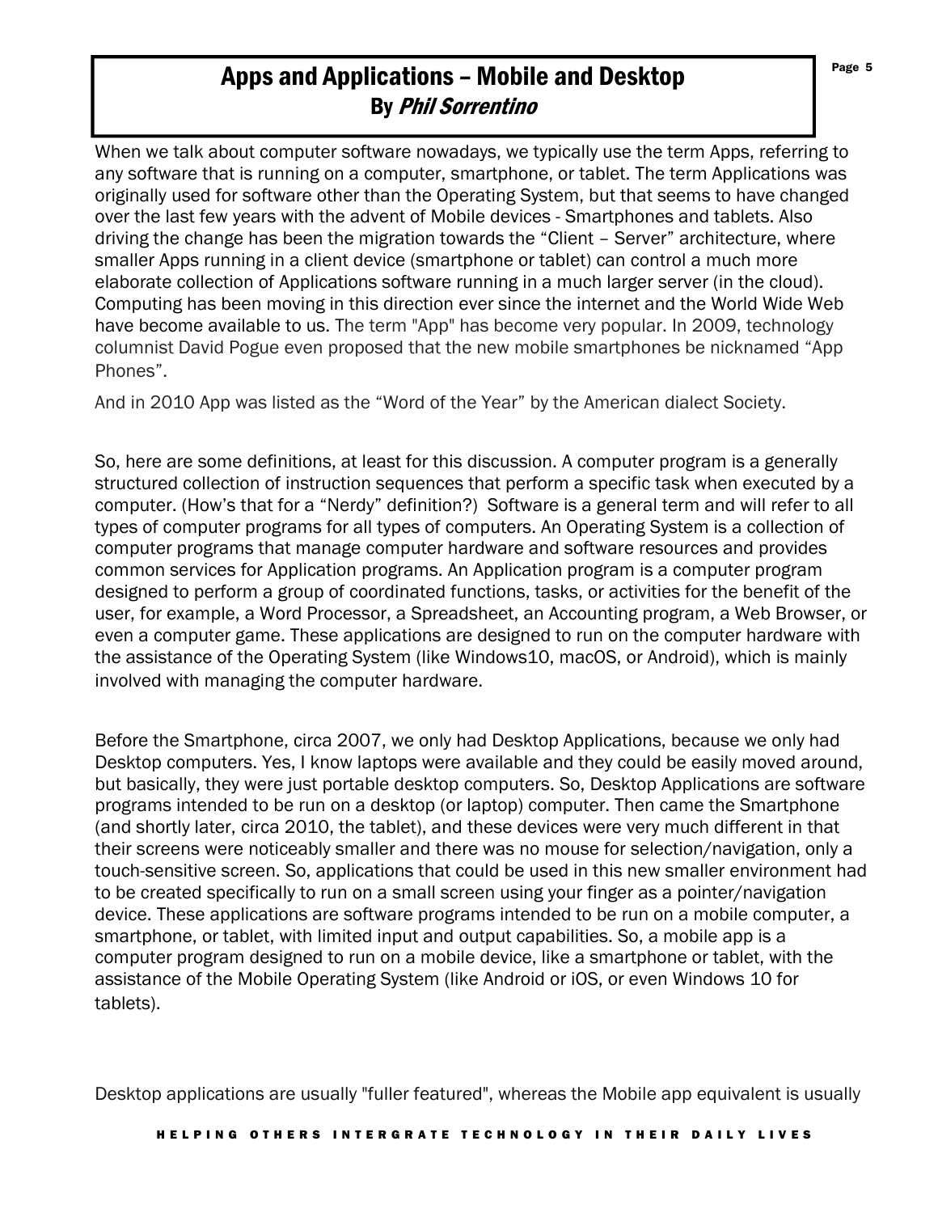# Apps and Applications – Mobile and Desktop
## By *Phil Sorrentino*

When we talk about computer software nowadays, we typically use the term Apps, referring to any software that is running on a computer, smartphone, or tablet. The term Applications was originally used for software other than the Operating System, but that seems to have changed over the last few years with the advent of Mobile devices - Smartphones and tablets. Also driving the change has been the migration towards the "Client – Server" architecture, where smaller Apps running in a client device (smartphone or tablet) can control a much more elaborate collection of Applications software running in a much larger server (in the cloud). Computing has been moving in this direction ever since the internet and the World Wide Web have become available to us. The term "App" has become very popular. In 2009, technology columnist David Pogue even proposed that the new mobile smartphones be nicknamed "App Phones".

And in 2010 App was listed as the "Word of the Year" by the American dialect Society.

So, here are some definitions, at least for this discussion. A computer program is a generally structured collection of instruction sequences that perform a specific task when executed by a computer. (How's that for a "Nerdy" definition?) Software is a general term and will refer to all types of computer programs for all types of computers. An Operating System is a collection of computer programs that manage computer hardware and software resources and provides common services for Application programs. An Application program is a computer program designed to perform a group of coordinated functions, tasks, or activities for the benefit of the user, for example, a Word Processor, a Spreadsheet, an Accounting program, a Web Browser, or even a computer game. These applications are designed to run on the computer hardware with the assistance of the Operating System (like Windows10, macOS, or Android), which is mainly involved with managing the computer hardware.

Before the Smartphone, circa 2007, we only had Desktop Applications, because we only had Desktop computers. Yes, I know laptops were available and they could be easily moved around, but basically, they were just portable desktop computers. So, Desktop Applications are software programs intended to be run on a desktop (or laptop) computer. Then came the Smartphone (and shortly later, circa 2010, the tablet), and these devices were very much different in that their screens were noticeably smaller and there was no mouse for selection/navigation, only a touch-sensitive screen. So, applications that could be used in this new smaller environment had to be created specifically to run on a small screen using your finger as a pointer/navigation device. These applications are software programs intended to be run on a mobile computer, a smartphone, or tablet, with limited input and output capabilities. So, a mobile app is a computer program designed to run on a mobile device, like a smartphone or tablet, with the assistance of the Mobile Operating System (like Android or iOS, or even Windows 10 for tablets).

Desktop applications are usually "fuller featured", whereas the Mobile app equivalent is usually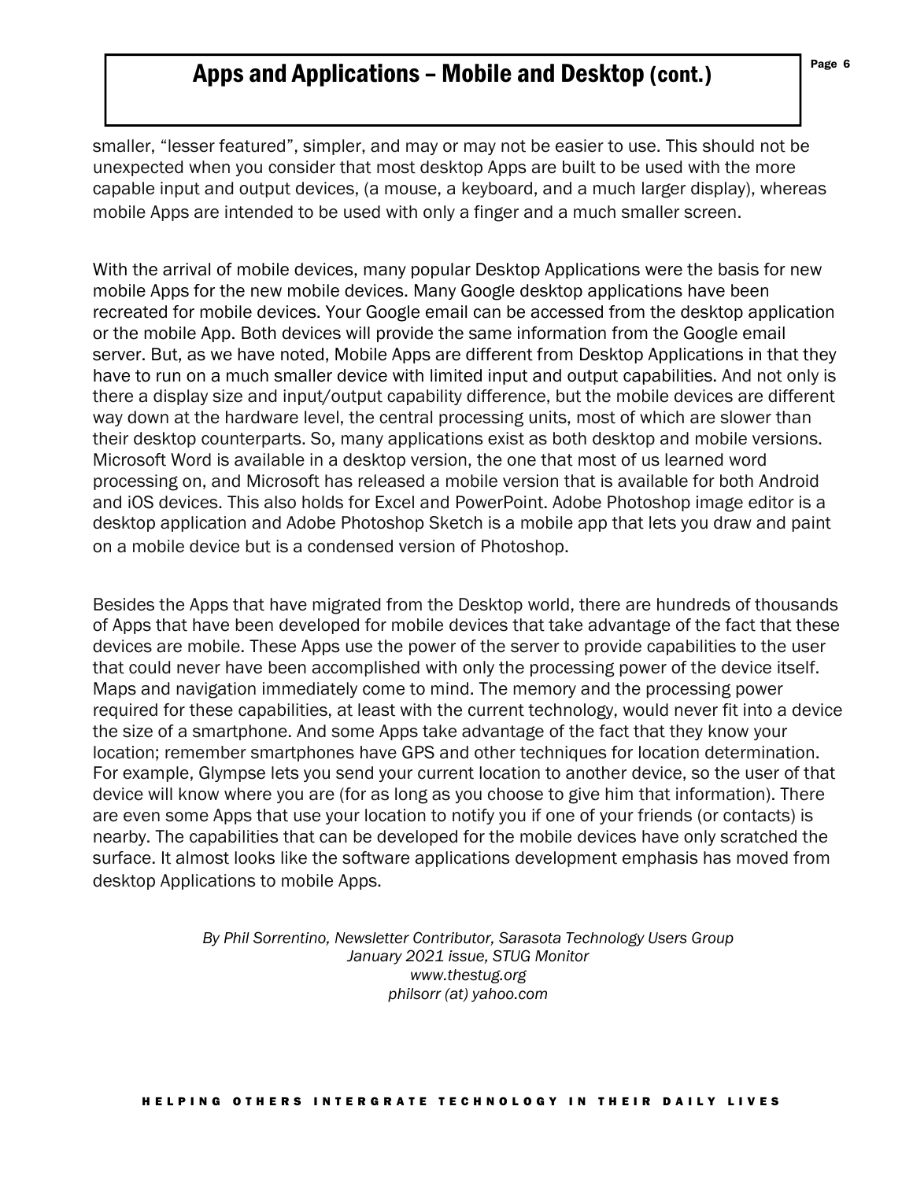# Apps and Applications – Mobile and Desktop (cont.)

smaller, "lesser featured", simpler, and may or may not be easier to use. This should not be unexpected when you consider that most desktop Apps are built to be used with the more capable input and output devices, (a mouse, a keyboard, and a much larger display), whereas mobile Apps are intended to be used with only a finger and a much smaller screen.

With the arrival of mobile devices, many popular Desktop Applications were the basis for new mobile Apps for the new mobile devices. Many Google desktop applications have been recreated for mobile devices. Your Google email can be accessed from the desktop application or the mobile App. Both devices will provide the same information from the Google email server. But, as we have noted, Mobile Apps are different from Desktop Applications in that they have to run on a much smaller device with limited input and output capabilities. And not only is there a display size and input/output capability difference, but the mobile devices are different way down at the hardware level, the central processing units, most of which are slower than their desktop counterparts. So, many applications exist as both desktop and mobile versions. Microsoft Word is available in a desktop version, the one that most of us learned word processing on, and Microsoft has released a mobile version that is available for both Android and iOS devices. This also holds for Excel and PowerPoint. Adobe Photoshop image editor is a desktop application and Adobe Photoshop Sketch is a mobile app that lets you draw and paint on a mobile device but is a condensed version of Photoshop.

Besides the Apps that have migrated from the Desktop world, there are hundreds of thousands of Apps that have been developed for mobile devices that take advantage of the fact that these devices are mobile. These Apps use the power of the server to provide capabilities to the user that could never have been accomplished with only the processing power of the device itself. Maps and navigation immediately come to mind. The memory and the processing power required for these capabilities, at least with the current technology, would never fit into a device the size of a smartphone. And some Apps take advantage of the fact that they know your location; remember smartphones have GPS and other techniques for location determination. For example, Glympse lets you send your current location to another device, so the user of that device will know where you are (for as long as you choose to give him that information). There are even some Apps that use your location to notify you if one of your friends (or contacts) is nearby. The capabilities that can be developed for the mobile devices have only scratched the surface. It almost looks like the software applications development emphasis has moved from desktop Applications to mobile Apps.

*By Phil Sorrentino, Newsletter Contributor, Sarasota Technology Users Group*
*January 2021 issue, STUG Monitor*
*www.thestug.org*
*philsorr (at) yahoo.com*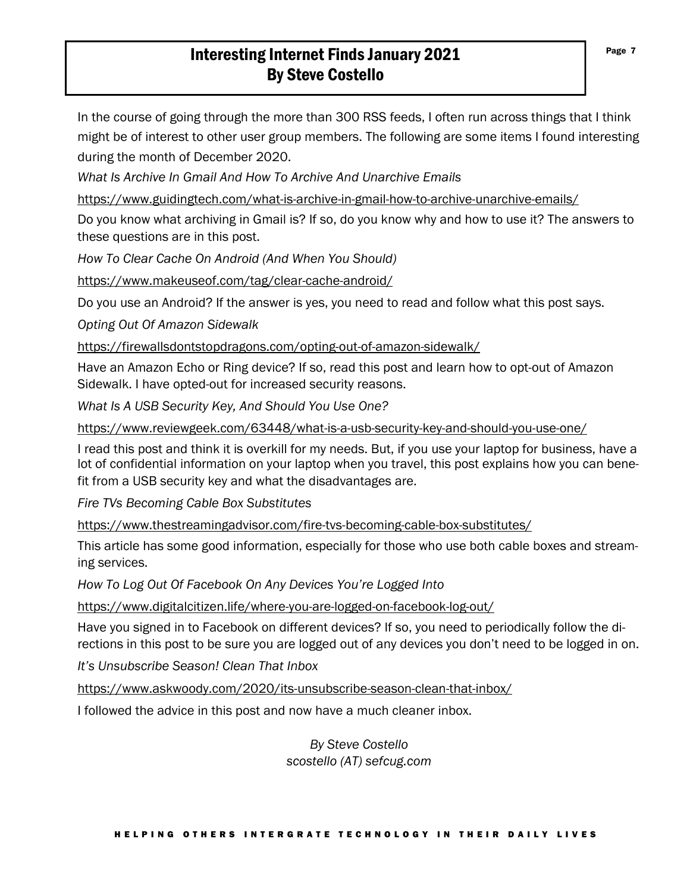# Interesting Internet Finds January 2021
## By Steve Costello

In the course of going through the more than 300 RSS feeds, I often run across things that I think might be of interest to other user group members. The following are some items I found interesting during the month of December 2020.

*What Is Archive In Gmail And How To Archive And Unarchive Emails*

https://www.guidingtech.com/what-is-archive-in-gmail-how-to-archive-unarchive-emails/

Do you know what archiving in Gmail is? If so, do you know why and how to use it? The answers to these questions are in this post.

*How To Clear Cache On Android (And When You Should)*

https://www.makeuseof.com/tag/clear-cache-android/

Do you use an Android? If the answer is yes, you need to read and follow what this post says.

*Opting Out Of Amazon Sidewalk*

https://firewallsdontstopdragons.com/opting-out-of-amazon-sidewalk/

Have an Amazon Echo or Ring device? If so, read this post and learn how to opt-out of Amazon Sidewalk. I have opted-out for increased security reasons.

*What Is A USB Security Key, And Should You Use One?*

https://www.reviewgeek.com/63448/what-is-a-usb-security-key-and-should-you-use-one/

I read this post and think it is overkill for my needs. But, if you use your laptop for business, have a lot of confidential information on your laptop when you travel, this post explains how you can benefit from a USB security key and what the disadvantages are.

*Fire TVs Becoming Cable Box Substitutes*

https://www.thestreamingadvisor.com/fire-tvs-becoming-cable-box-substitutes/

This article has some good information, especially for those who use both cable boxes and streaming services.

*How To Log Out Of Facebook On Any Devices You're Logged Into*

https://www.digitalcitizen.life/where-you-are-logged-on-facebook-log-out/

Have you signed in to Facebook on different devices? If so, you need to periodically follow the directions in this post to be sure you are logged out of any devices you don't need to be logged in on.

*It's Unsubscribe Season! Clean That Inbox*

https://www.askwoody.com/2020/its-unsubscribe-season-clean-that-inbox/

I followed the advice in this post and now have a much cleaner inbox.

*By Steve Costello*
*scostello (AT) sefcug.com*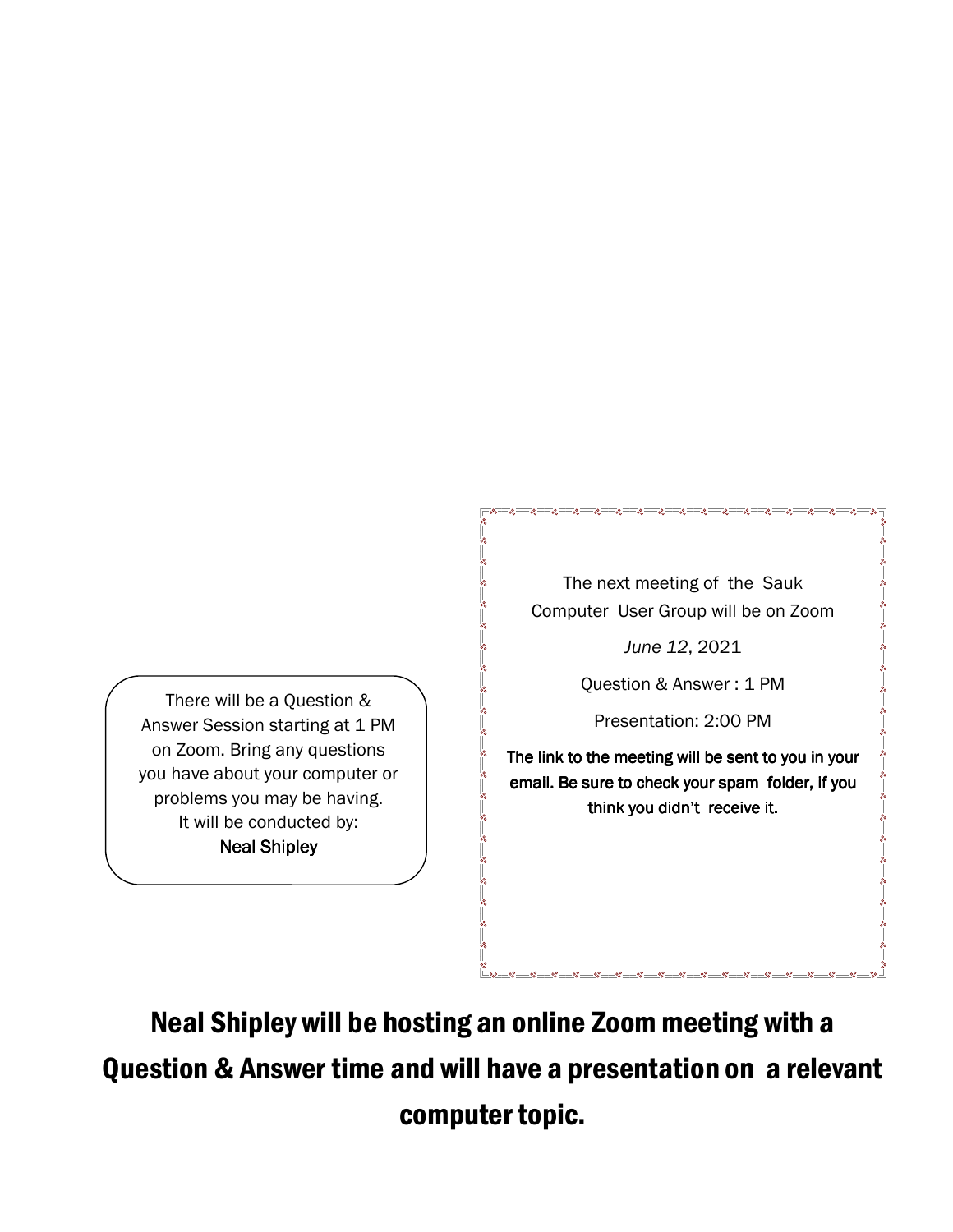There will be a Question & Answer Session starting at 1 PM on Zoom. Bring any questions you have about your computer or problems you may be having. It will be conducted by: Neal Shipley

The next meeting of the Sauk Computer User Group will be on Zoom

*June 12*, 2021

Question & Answer : 1 PM

Presentation: 2:00 PM

**The link to the meeting will be sent to you in your email. Be sure to check your spam folder, if you think you didn't receive it.**

## Neal Shipley will be hosting an online Zoom meeting with a Question & Answer time and will have a presentation on a relevant computer topic.